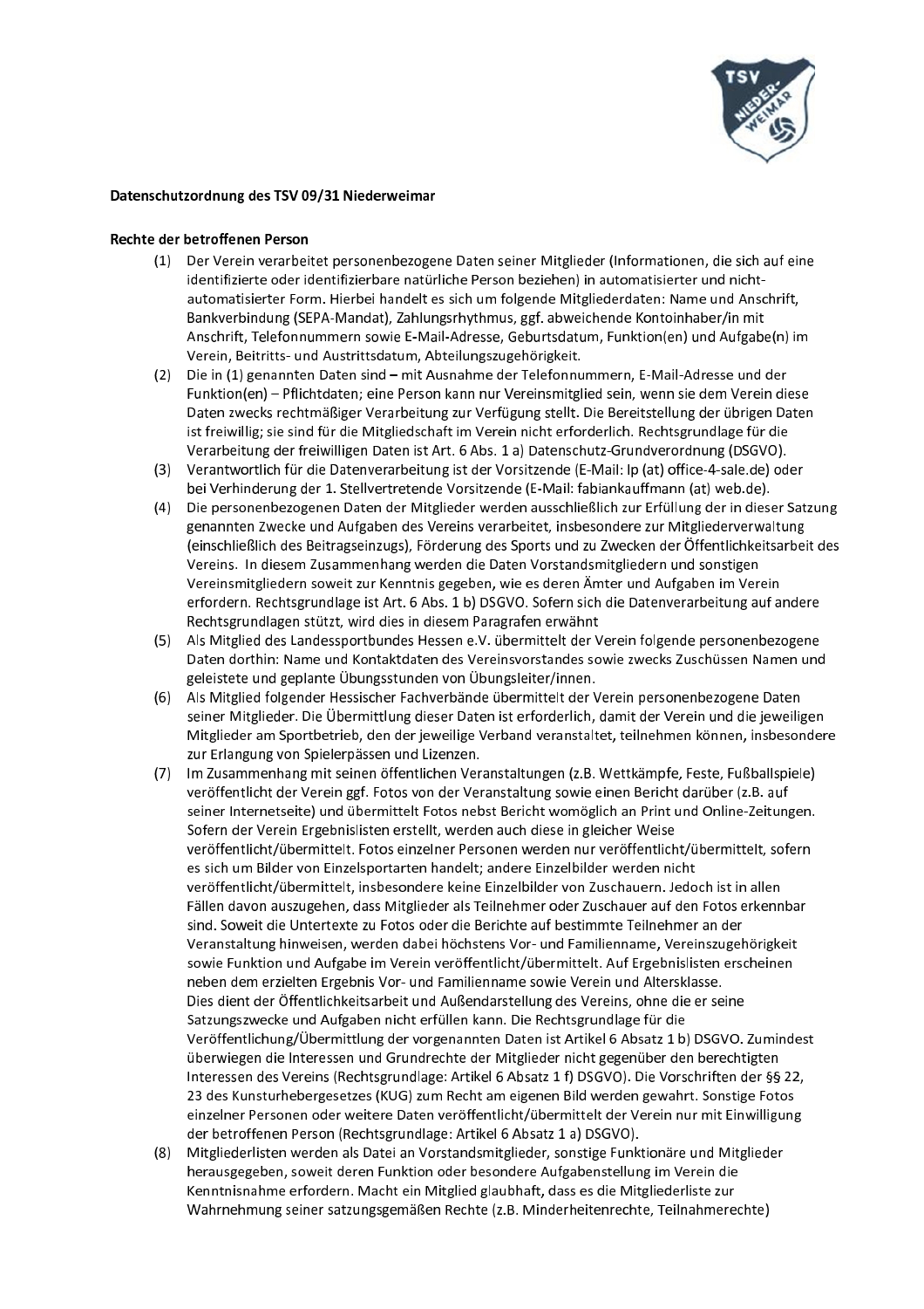**Datenschutzordnung des TSV 09/31 Niederweimar**

**Rechte der betroffenen Person**

(1) Der Verein verarbeitet personenbezogene Daten seiner Mitglieder (Informationen, die sich auf eine identifizierte oder identifizierbare natürliche Person beziehen) in automatisierter und nicht-automatisierter Form. Hierbei handelt es sich um folgende Mitgliederdaten: Name und Anschrift, Bankverbindung (SEPA-Mandat), Zahlungsrhythmus, ggf. abweichende Kontoinhaber/in mit Anschrift, Telefonnummern sowie E-Mail-Adresse, Geburtsdatum, Funktion(en) und Aufgabe(n) im Verein, Beitritts- und Austrittsdatum, Abteilungszugehörigkeit.

(2) Die in (1) genannten Daten sind – mit Ausnahme der Telefonnummern, E-Mail-Adresse und der Funktion(en) – Pflichtdaten; eine Person kann nur Vereinsmitglied sein, wenn sie dem Verein diese Daten zwecks rechtmäßiger Verarbeitung zur Verfügung stellt. Die Bereitstellung der übrigen Daten ist freiwillig; sie sind für die Mitgliedschaft im Verein nicht erforderlich. Rechtsgrundlage für die Verarbeitung der freiwilligen Daten ist Art. 6 Abs. 1 a) Datenschutz-Grundverordnung (DSGVO).

(3) Verantwortlich für die Datenverarbeitung ist der Vorsitzende (E-Mail: lp (at) office-4-sale.de) oder bei Verhinderung der 1. Stellvertretende Vorsitzende (E-Mail: fabiankauffmann (at) web.de).

(4) Die personenbezogenen Daten der Mitglieder werden ausschließlich zur Erfüllung der in dieser Satzung genannten Zwecke und Aufgaben des Vereins verarbeitet, insbesondere zur Mitgliederverwaltung (einschließlich des Beitragseinzugs), Förderung des Sports und zu Zwecken der Öffentlichkeitsarbeit des Vereins. In diesem Zusammenhang werden die Daten Vorstandsmitgliedern und sonstigen Vereinsmitgliedern soweit zur Kenntnis gegeben, wie es deren Ämter und Aufgaben im Verein erfordern. Rechtsgrundlage ist Art. 6 Abs. 1 b) DSGVO. Sofern sich die Datenverarbeitung auf andere Rechtsgrundlagen stützt, wird dies in diesem Paragrafen erwähnt

(5) Als Mitglied des Landessportbundes Hessen e.V. übermittelt der Verein folgende personenbezogene Daten dorthin: Name und Kontaktdaten des Vereinsvorstandes sowie zwecks Zuschüssen Namen und geleistete und geplante Übungsstunden von Übungsleiter/innen.

(6) Als Mitglied folgender Hessischer Fachverbände übermittelt der Verein personenbezogene Daten seiner Mitglieder. Die Übermittlung dieser Daten ist erforderlich, damit der Verein und die jeweiligen Mitglieder am Sportbetrieb, den der jeweilige Verband veranstaltet, teilnehmen können, insbesondere zur Erlangung von Spielerpässen und Lizenzen.

(7) Im Zusammenhang mit seinen öffentlichen Veranstaltungen (z.B. Wettkämpfe, Feste, Fußballspiele) veröffentlicht der Verein ggf. Fotos von der Veranstaltung sowie einen Bericht darüber (z.B. auf seiner Internetseite) und übermittelt Fotos nebst Bericht womöglich an Print und Online-Zeitungen. Sofern der Verein Ergebnislisten erstellt, werden auch diese in gleicher Weise veröffentlicht/übermittelt. Fotos einzelner Personen werden nur veröffentlicht/übermittelt, sofern es sich um Bilder von Einzelsportarten handelt; andere Einzelbilder werden nicht veröffentlicht/übermittelt, insbesondere keine Einzelbilder von Zuschauern. Jedoch ist in allen Fällen davon auszugehen, dass Mitglieder als Teilnehmer oder Zuschauer auf den Fotos erkennbar sind. Soweit die Untertexte zu Fotos oder die Berichte auf bestimmte Teilnehmer an der Veranstaltung hinweisen, werden dabei höchstens Vor- und Familienname, Vereinszugehörigkeit sowie Funktion und Aufgabe im Verein veröffentlicht/übermittelt. Auf Ergebnislisten erscheinen neben dem erzielten Ergebnis Vor- und Familienname sowie Verein und Altersklasse.
Dies dient der Öffentlichkeitsarbeit und Außendarstellung des Vereins, ohne die er seine Satzungszwecke und Aufgaben nicht erfüllen kann. Die Rechtsgrundlage für die Veröffentlichung/Übermittlung der vorgenannten Daten ist Artikel 6 Absatz 1 b) DSGVO. Zumindest überwiegen die Interessen und Grundrechte der Mitglieder nicht gegenüber den berechtigten Interessen des Vereins (Rechtsgrundlage: Artikel 6 Absatz 1 f) DSGVO). Die Vorschriften der §§ 22, 23 des Kunsturhebergesetzes (KUG) zum Recht am eigenen Bild werden gewahrt. Sonstige Fotos einzelner Personen oder weitere Daten veröffentlicht/übermittelt der Verein nur mit Einwilligung der betroffenen Person (Rechtsgrundlage: Artikel 6 Absatz 1 a) DSGVO).

(8) Mitgliederlisten werden als Datei an Vorstandsmitglieder, sonstige Funktionäre und Mitglieder herausgegeben, soweit deren Funktion oder besondere Aufgabenstellung im Verein die Kenntnisnahme erfordern. Macht ein Mitglied glaubhaft, dass es die Mitgliederliste zur Wahrnehmung seiner satzungsgemäßen Rechte (z.B. Minderheitenrechte, Teilnahmerechte)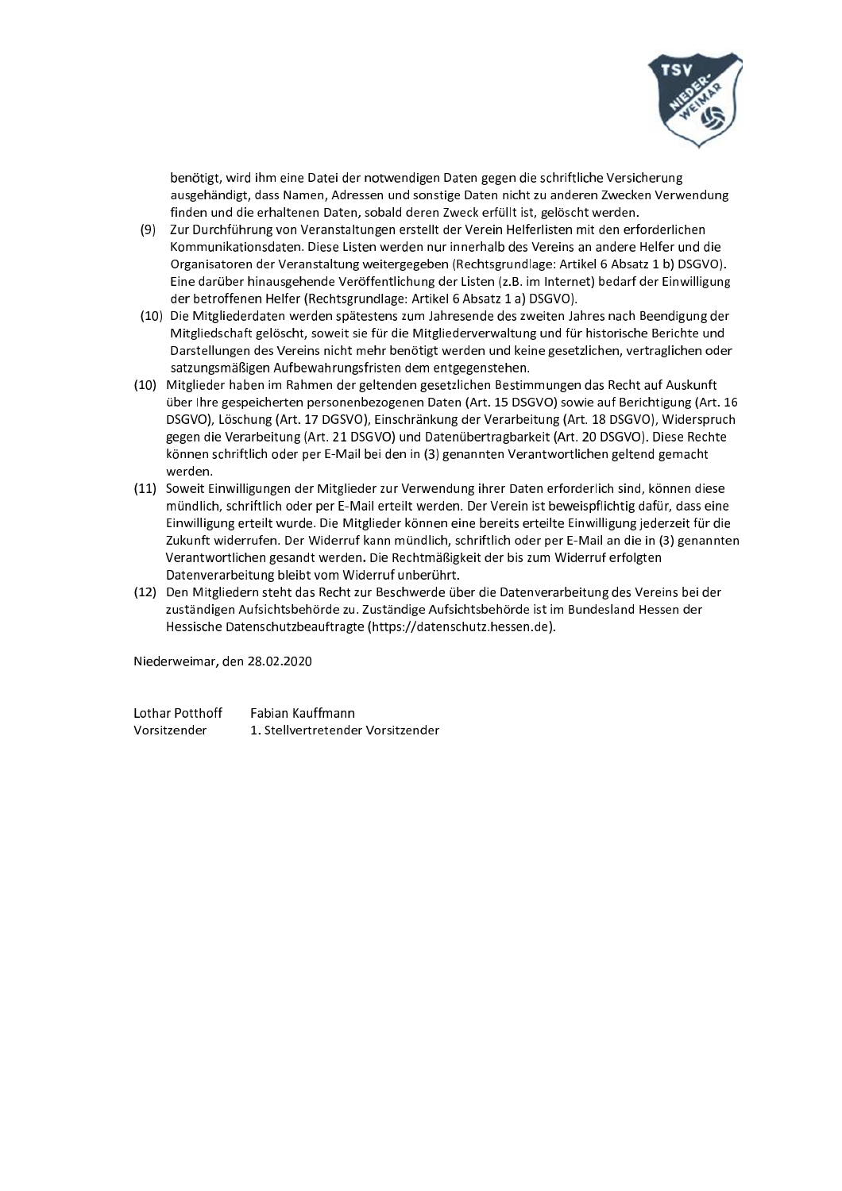benötigt, wird ihm eine Datei der notwendigen Daten gegen die schriftliche Versicherung ausgehändigt, dass Namen, Adressen und sonstige Daten nicht zu anderen Zwecken Verwendung finden und die erhaltenen Daten, sobald deren Zweck erfüllt ist, gelöscht werden.

(9) Zur Durchführung von Veranstaltungen erstellt der Verein Helferlisten mit den erforderlichen Kommunikationsdaten. Diese Listen werden nur innerhalb des Vereins an andere Helfer und die Organisatoren der Veranstaltung weitergegeben (Rechtsgrundlage: Artikel 6 Absatz 1 b) DSGVO). Eine darüber hinausgehende Veröffentlichung der Listen (z.B. im Internet) bedarf der Einwilligung der betroffenen Helfer (Rechtsgrundlage: Artikel 6 Absatz 1 a) DSGVO).

(10) Die Mitgliederdaten werden spätestens zum Jahresende des zweiten Jahres nach Beendigung der Mitgliedschaft gelöscht, soweit sie für die Mitgliederverwaltung und für historische Berichte und Darstellungen des Vereins nicht mehr benötigt werden und keine gesetzlichen, vertraglichen oder satzungsmäßigen Aufbewahrungsfristen dem entgegenstehen.

(10) Mitglieder haben im Rahmen der geltenden gesetzlichen Bestimmungen das Recht auf Auskunft über Ihre gespeicherten personenbezogenen Daten (Art. 15 DSGVO) sowie auf Berichtigung (Art. 16 DSGVO), Löschung (Art. 17 DGSVO), Einschränkung der Verarbeitung (Art. 18 DSGVO), Widerspruch gegen die Verarbeitung (Art. 21 DSGVO) und Datenübertragbarkeit (Art. 20 DSGVO). Diese Rechte können schriftlich oder per E-Mail bei den in (3) genannten Verantwortlichen geltend gemacht werden.

(11) Soweit Einwilligungen der Mitglieder zur Verwendung ihrer Daten erforderlich sind, können diese mündlich, schriftlich oder per E-Mail erteilt werden. Der Verein ist beweispflichtig dafür, dass eine Einwilligung erteilt wurde. Die Mitglieder können eine bereits erteilte Einwilligung jederzeit für die Zukunft widerrufen. Der Widerruf kann mündlich, schriftlich oder per E-Mail an die in (3) genannten Verantwortlichen gesandt werden. Die Rechtmäßigkeit der bis zum Widerruf erfolgten Datenverarbeitung bleibt vom Widerruf unberührt.

(12) Den Mitgliedern steht das Recht zur Beschwerde über die Datenverarbeitung des Vereins bei der zuständigen Aufsichtsbehörde zu. Zuständige Aufsichtsbehörde ist im Bundesland Hessen der Hessische Datenschutzbeauftragte (https://datenschutz.hessen.de).

Niederweimar, den 28.02.2020

| | |
|---|---|
| Lothar Potthoff | Fabian Kauffmann |
| Vorsitzender | 1. Stellvertretender Vorsitzender |